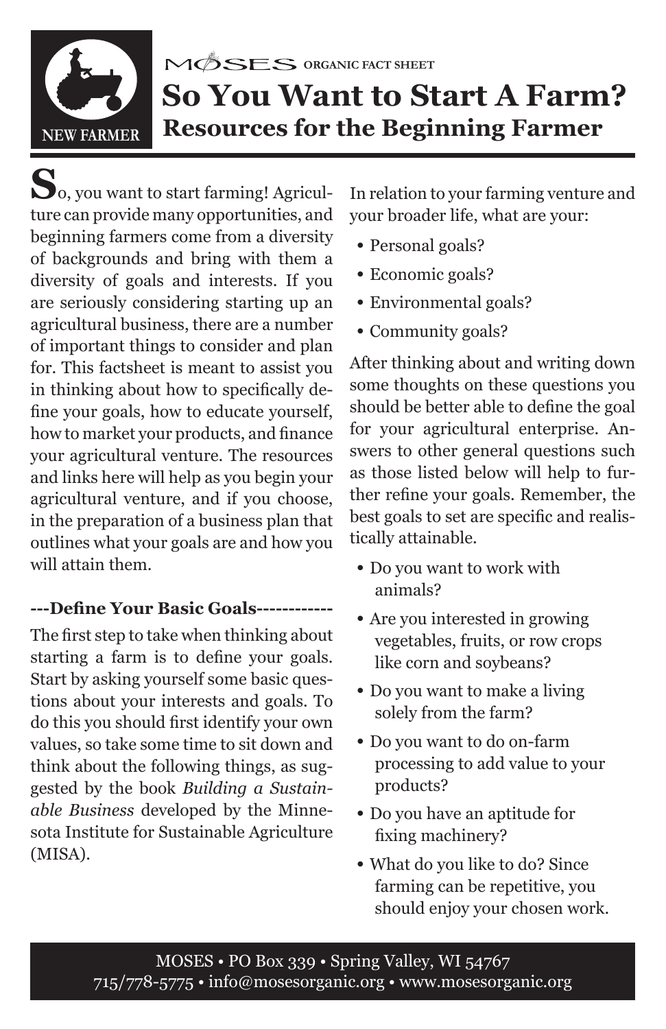NEW FARMER

MOSES ORGANIC FACT SHEET

# So You Want to Start A Farm?

## Resources for the Beginning Farmer

So, you want to start farming! Agriculture can provide many opportunities, and beginning farmers come from a diversity of backgrounds and bring with them a diversity of goals and interests. If you are seriously considering starting up an agricultural business, there are a number of important things to consider and plan for. This factsheet is meant to assist you in thinking about how to specifically define your goals, how to educate yourself, how to market your products, and finance your agricultural venture. The resources and links here will help as you begin your agricultural venture, and if you choose, in the preparation of a business plan that outlines what your goals are and how you will attain them.

### ---Define Your Basic Goals------------

The first step to take when thinking about starting a farm is to define your goals. Start by asking yourself some basic questions about your interests and goals. To do this you should first identify your own values, so take some time to sit down and think about the following things, as suggested by the book *Building a Sustainable Business* developed by the Minnesota Institute for Sustainable Agriculture (MISA).

In relation to your farming venture and your broader life, what are your:

- Personal goals?
- Economic goals?
- Environmental goals?
- Community goals?

After thinking about and writing down some thoughts on these questions you should be better able to define the goal for your agricultural enterprise. Answers to other general questions such as those listed below will help to further refine your goals. Remember, the best goals to set are specific and realistically attainable.

- Do you want to work with animals?
- Are you interested in growing vegetables, fruits, or row crops like corn and soybeans?
- Do you want to make a living solely from the farm?
- Do you want to do on-farm processing to add value to your products?
- Do you have an aptitude for fixing machinery?
- What do you like to do? Since farming can be repetitive, you should enjoy your chosen work.

MOSES • PO Box 339 • Spring Valley, WI 54767
715/778-5775 • info@mosesorganic.org • www.mosesorganic.org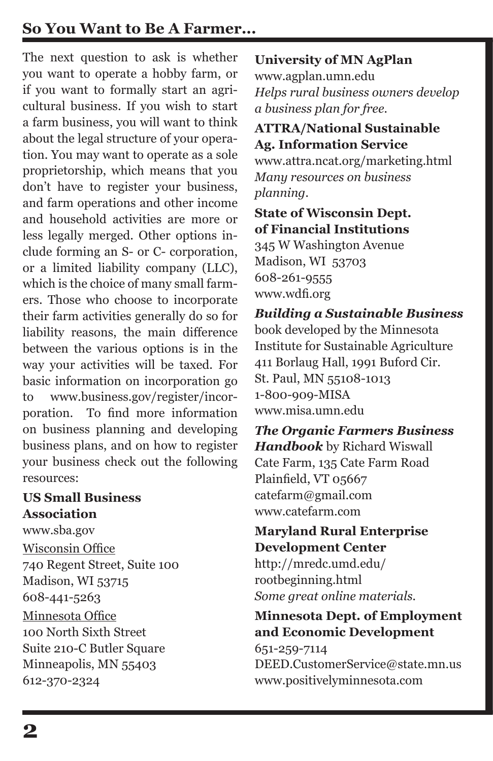The next question to ask is whether you want to operate a hobby farm, or if you want to formally start an agricultural business. If you wish to start a farm business, you will want to think about the legal structure of your operation. You may want to operate as a sole proprietorship, which means that you don't have to register your business, and farm operations and other income and household activities are more or less legally merged. Other options include forming an S- or C- corporation, or a limited liability company (LLC), which is the choice of many small farmers. Those who choose to incorporate their farm activities generally do so for liability reasons, the main difference between the various options is in the way your activities will be taxed. For basic information on incorporation go to www.business.gov/register/incorporation. To find more information on business planning and developing business plans, and on how to register your business check out the following resources:

**US Small Business Association**
www.sba.gov

Wisconsin Office
740 Regent Street, Suite 100
Madison, WI 53715
608-441-5263

Minnesota Office
100 North Sixth Street
Suite 210-C Butler Square
Minneapolis, MN 55403
612-370-2324

**University of MN AgPlan**
www.agplan.umn.edu
*Helps rural business owners develop a business plan for free.*

**ATTRA/National Sustainable Ag. Information Service**
www.attra.ncat.org/marketing.html
*Many resources on business planning.*

**State of Wisconsin Dept. of Financial Institutions**
345 W Washington Avenue
Madison, WI 53703
608-261-9555
www.wdfi.org

***Building a Sustainable Business***
book developed by the Minnesota Institute for Sustainable Agriculture
411 Borlaug Hall, 1991 Buford Cir.
St. Paul, MN 55108-1013
1-800-909-MISA
www.misa.umn.edu

***The Organic Farmers Business Handbook*** by Richard Wiswall
Cate Farm, 135 Cate Farm Road
Plainfield, VT 05667
catefarm@gmail.com
www.catefarm.com

**Maryland Rural Enterprise Development Center**
http://mredc.umd.edu/rootbeginning.html
*Some great online materials.*

**Minnesota Dept. of Employment and Economic Development**
651-259-7114
DEED.CustomerService@state.mn.us
www.positivelyminnesota.com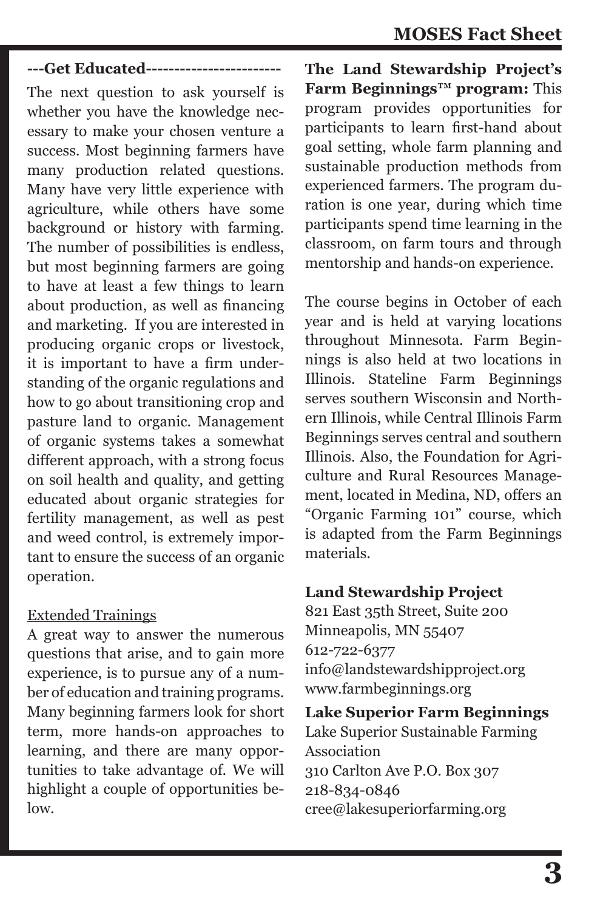## ---Get Educated------------------------

The next question to ask yourself is whether you have the knowledge necessary to make your chosen venture a success. Most beginning farmers have many production related questions. Many have very little experience with agriculture, while others have some background or history with farming. The number of possibilities is endless, but most beginning farmers are going to have at least a few things to learn about production, as well as financing and marketing. If you are interested in producing organic crops or livestock, it is important to have a firm understanding of the organic regulations and how to go about transitioning crop and pasture land to organic. Management of organic systems takes a somewhat different approach, with a strong focus on soil health and quality, and getting educated about organic strategies for fertility management, as well as pest and weed control, is extremely important to ensure the success of an organic operation.

### Extended Trainings

A great way to answer the numerous questions that arise, and to gain more experience, is to pursue any of a number of education and training programs. Many beginning farmers look for short term, more hands-on approaches to learning, and there are many opportunities to take advantage of. We will highlight a couple of opportunities below.

**The Land Stewardship Project's Farm Beginnings™ program:** This program provides opportunities for participants to learn first-hand about goal setting, whole farm planning and sustainable production methods from experienced farmers. The program duration is one year, during which time participants spend time learning in the classroom, on farm tours and through mentorship and hands-on experience.

The course begins in October of each year and is held at varying locations throughout Minnesota. Farm Beginnings is also held at two locations in Illinois. Stateline Farm Beginnings serves southern Wisconsin and Northern Illinois, while Central Illinois Farm Beginnings serves central and southern Illinois. Also, the Foundation for Agriculture and Rural Resources Management, located in Medina, ND, offers an "Organic Farming 101" course, which is adapted from the Farm Beginnings materials.

**Land Stewardship Project**
821 East 35th Street, Suite 200
Minneapolis, MN 55407
612-722-6377
info@landstewardshipproject.org
www.farmbeginnings.org

**Lake Superior Farm Beginnings**
Lake Superior Sustainable Farming Association
310 Carlton Ave P.O. Box 307
218-834-0846
cree@lakesuperiorfarming.org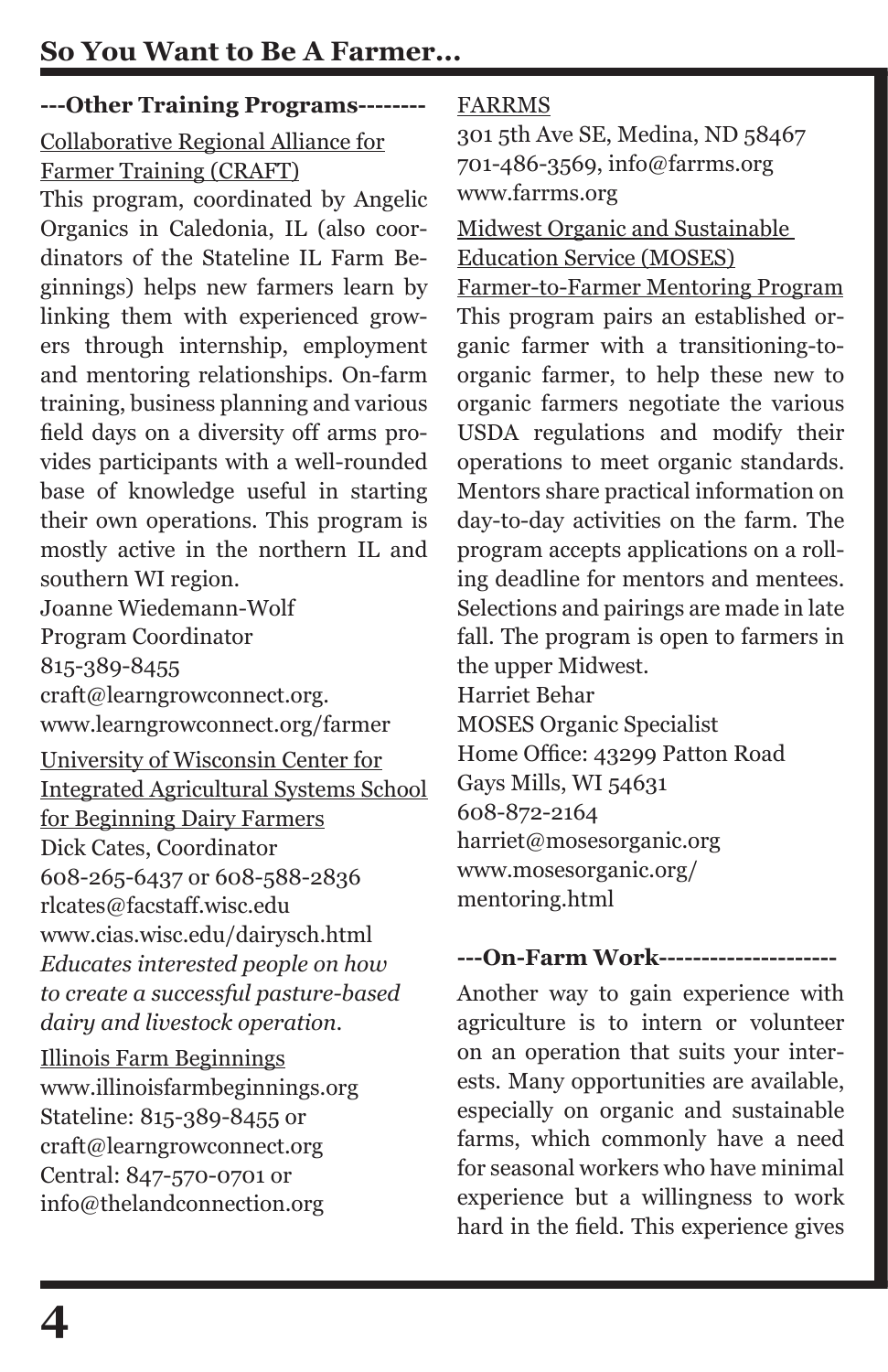### ---Other Training Programs--------

Collaborative Regional Alliance for Farmer Training (CRAFT)

This program, coordinated by Angelic Organics in Caledonia, IL (also coordinators of the Stateline IL Farm Beginnings) helps new farmers learn by linking them with experienced growers through internship, employment and mentoring relationships. On-farm training, business planning and various field days on a diversity off arms provides participants with a well-rounded base of knowledge useful in starting their own operations. This program is mostly active in the northern IL and southern WI region.

Joanne Wiedemann-Wolf
Program Coordinator
815-389-8455
craft@learngrowconnect.org.
www.learngrowconnect.org/farmer

University of Wisconsin Center for Integrated Agricultural Systems School for Beginning Dairy Farmers

Dick Cates, Coordinator
608-265-6437 or 608-588-2836
rlcates@facstaff.wisc.edu
www.cias.wisc.edu/dairysch.html

*Educates interested people on how to create a successful pasture-based dairy and livestock operation.*

Illinois Farm Beginnings

www.illinoisfarmbeginnings.org
Stateline: 815-389-8455 or craft@learngrowconnect.org
Central: 847-570-0701 or info@thelandconnection.org

FARRMS

301 5th Ave SE, Medina, ND 58467
701-486-3569, info@farrms.org
www.farrms.org

Midwest Organic and Sustainable Education Service (MOSES) Farmer-to-Farmer Mentoring Program

This program pairs an established organic farmer with a transitioning-to-organic farmer, to help these new to organic farmers negotiate the various USDA regulations and modify their operations to meet organic standards. Mentors share practical information on day-to-day activities on the farm. The program accepts applications on a rolling deadline for mentors and mentees. Selections and pairings are made in late fall. The program is open to farmers in the upper Midwest.

Harriet Behar
MOSES Organic Specialist
Home Office: 43299 Patton Road
Gays Mills, WI 54631
608-872-2164
harriet@mosesorganic.org
www.mosesorganic.org/mentoring.html

### ---On-Farm Work---------------------

Another way to gain experience with agriculture is to intern or volunteer on an operation that suits your interests. Many opportunities are available, especially on organic and sustainable farms, which commonly have a need for seasonal workers who have minimal experience but a willingness to work hard in the field. This experience gives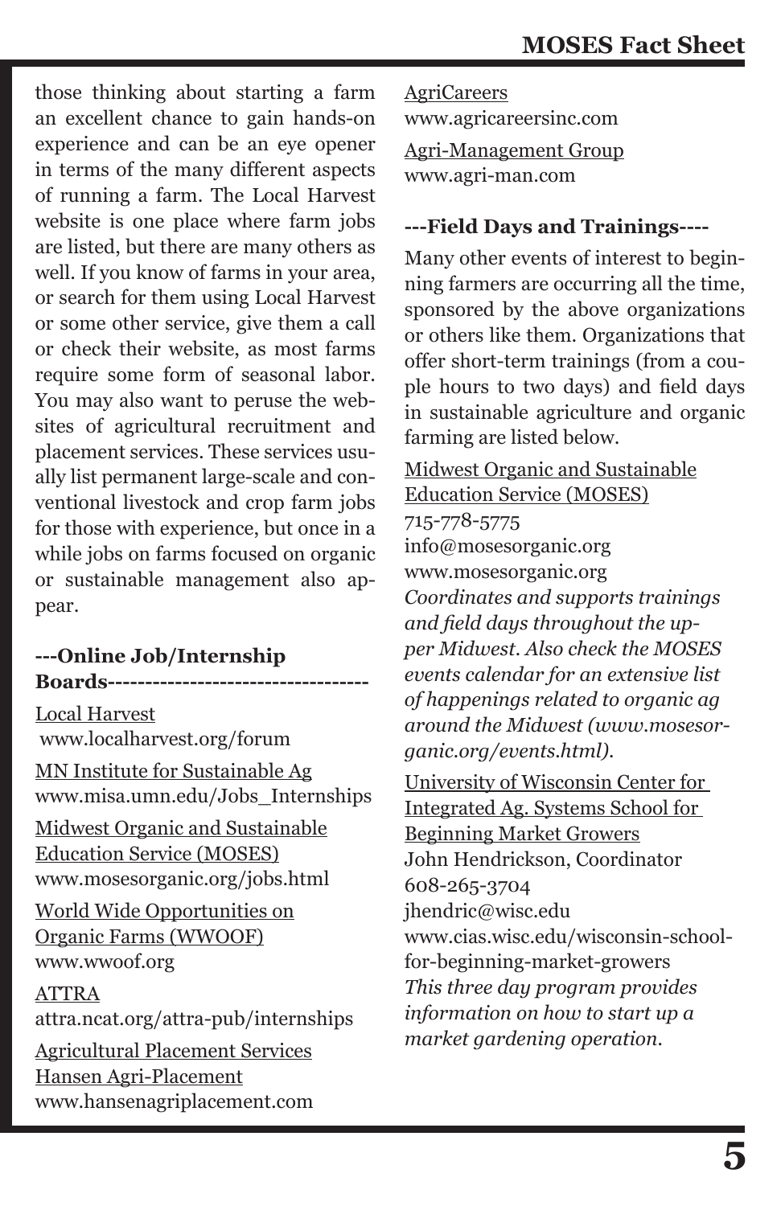those thinking about starting a farm an excellent chance to gain hands-on experience and can be an eye opener in terms of the many different aspects of running a farm. The Local Harvest website is one place where farm jobs are listed, but there are many others as well. If you know of farms in your area, or search for them using Local Harvest or some other service, give them a call or check their website, as most farms require some form of seasonal labor. You may also want to peruse the websites of agricultural recruitment and placement services. These services usually list permanent large-scale and conventional livestock and crop farm jobs for those with experience, but once in a while jobs on farms focused on organic or sustainable management also appear.

### ---Online Job/Internship Boards-----------------------------------

Local Harvest
www.localharvest.org/forum

MN Institute for Sustainable Ag
www.misa.umn.edu/Jobs_Internships

Midwest Organic and Sustainable Education Service (MOSES)
www.mosesorganic.org/jobs.html

World Wide Opportunities on Organic Farms (WWOOF)
www.wwoof.org

ATTRA
attra.ncat.org/attra-pub/internships

Agricultural Placement Services

Hansen Agri-Placement
www.hansenagriplacement.com

AgriCareers
www.agricareersinc.com

Agri-Management Group
www.agri-man.com

### ---Field Days and Trainings----

Many other events of interest to beginning farmers are occurring all the time, sponsored by the above organizations or others like them. Organizations that offer short-term trainings (from a couple hours to two days) and field days in sustainable agriculture and organic farming are listed below.

Midwest Organic and Sustainable Education Service (MOSES)
715-778-5775
info@mosesorganic.org
www.mosesorganic.org
*Coordinates and supports trainings and field days throughout the upper Midwest. Also check the MOSES events calendar for an extensive list of happenings related to organic ag around the Midwest (www.mosesorganic.org/events.html).*

University of Wisconsin Center for Integrated Ag. Systems School for Beginning Market Growers
John Hendrickson, Coordinator
608-265-3704
jhendric@wisc.edu
www.cias.wisc.edu/wisconsin-school-for-beginning-market-growers
*This three day program provides information on how to start up a market gardening operation.*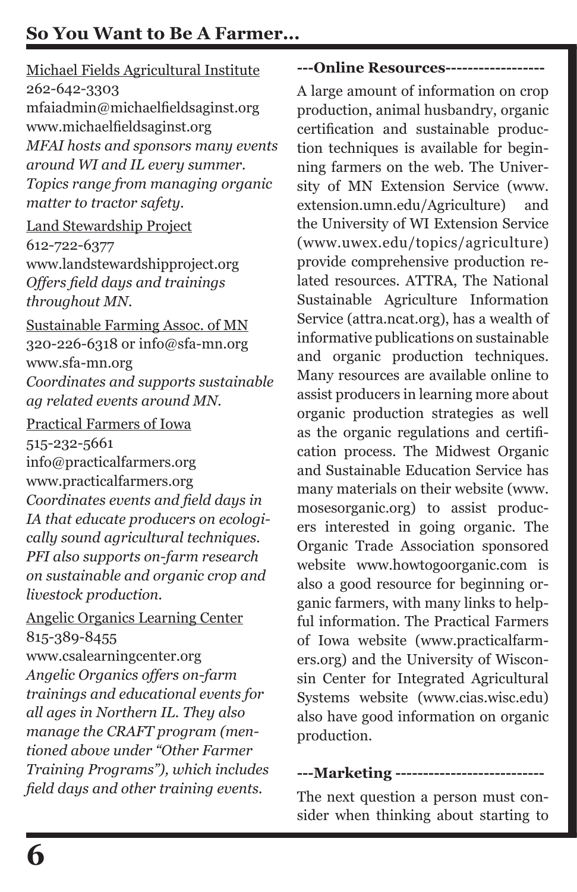Michael Fields Agricultural Institute
262-642-3303
mfaiadmin@michaelfieldsaginst.org
www.michaelfieldsaginst.org
*MFAI hosts and sponsors many events around WI and IL every summer. Topics range from managing organic matter to tractor safety.*

Land Stewardship Project
612-722-6377
www.landstewardshipproject.org
*Offers field days and trainings throughout MN.*

Sustainable Farming Assoc. of MN
320-226-6318 or info@sfa-mn.org
www.sfa-mn.org
*Coordinates and supports sustainable ag related events around MN.*

Practical Farmers of Iowa
515-232-5661
info@practicalfarmers.org
www.practicalfarmers.org
*Coordinates events and field days in IA that educate producers on ecologically sound agricultural techniques. PFI also supports on-farm research on sustainable and organic crop and livestock production.*

Angelic Organics Learning Center
815-389-8455
www.csalearningcenter.org
*Angelic Organics offers on-farm trainings and educational events for all ages in Northern IL. They also manage the CRAFT program (mentioned above under "Other Farmer Training Programs"), which includes field days and other training events.*

**---Online Resources------------------**

A large amount of information on crop production, animal husbandry, organic certification and sustainable production techniques is available for beginning farmers on the web. The University of MN Extension Service (www.extension.umn.edu/Agriculture) and the University of WI Extension Service (www.uwex.edu/topics/agriculture) provide comprehensive production related resources. ATTRA, The National Sustainable Agriculture Information Service (attra.ncat.org), has a wealth of informative publications on sustainable and organic production techniques. Many resources are available online to assist producers in learning more about organic production strategies as well as the organic regulations and certification process. The Midwest Organic and Sustainable Education Service has many materials on their website (www.mosesorganic.org) to assist producers interested in going organic. The Organic Trade Association sponsored website www.howtogoorganic.com is also a good resource for beginning organic farmers, with many links to helpful information. The Practical Farmers of Iowa website (www.practicalfarmers.org) and the University of Wisconsin Center for Integrated Agricultural Systems website (www.cias.wisc.edu) also have good information on organic production.

**---Marketing ---------------------------**

The next question a person must consider when thinking about starting to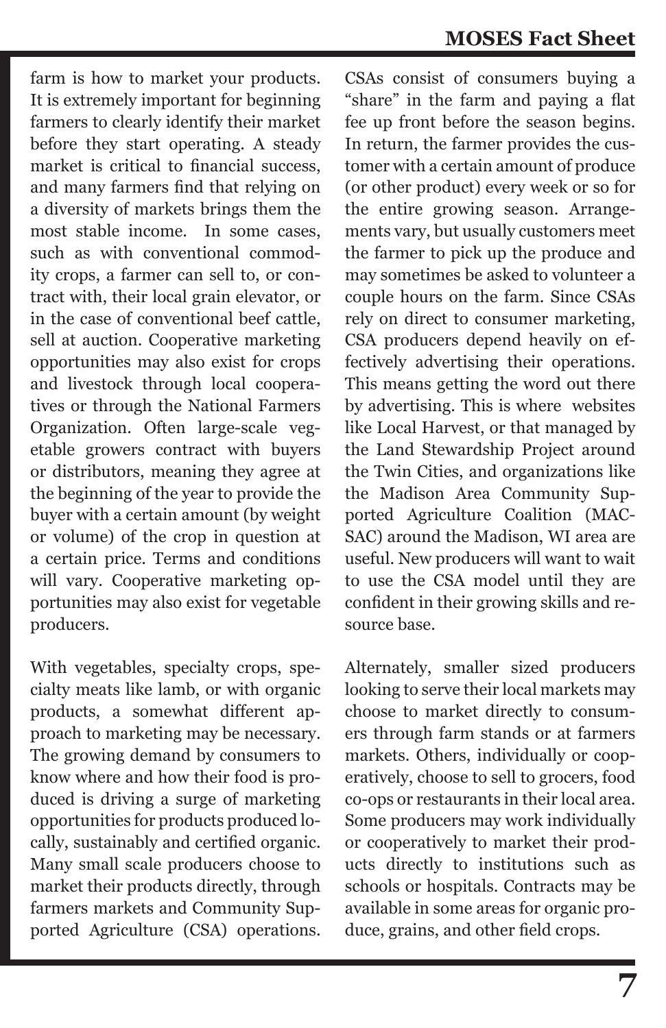farm is how to market your products. It is extremely important for beginning farmers to clearly identify their market before they start operating. A steady market is critical to financial success, and many farmers find that relying on a diversity of markets brings them the most stable income. In some cases, such as with conventional commodity crops, a farmer can sell to, or contract with, their local grain elevator, or in the case of conventional beef cattle, sell at auction. Cooperative marketing opportunities may also exist for crops and livestock through local cooperatives or through the National Farmers Organization. Often large-scale vegetable growers contract with buyers or distributors, meaning they agree at the beginning of the year to provide the buyer with a certain amount (by weight or volume) of the crop in question at a certain price. Terms and conditions will vary. Cooperative marketing opportunities may also exist for vegetable producers.

With vegetables, specialty crops, specialty meats like lamb, or with organic products, a somewhat different approach to marketing may be necessary. The growing demand by consumers to know where and how their food is produced is driving a surge of marketing opportunities for products produced locally, sustainably and certified organic. Many small scale producers choose to market their products directly, through farmers markets and Community Supported Agriculture (CSA) operations. CSAs consist of consumers buying a "share" in the farm and paying a flat fee up front before the season begins. In return, the farmer provides the customer with a certain amount of produce (or other product) every week or so for the entire growing season. Arrangements vary, but usually customers meet the farmer to pick up the produce and may sometimes be asked to volunteer a couple hours on the farm. Since CSAs rely on direct to consumer marketing, CSA producers depend heavily on effectively advertising their operations. This means getting the word out there by advertising. This is where websites like Local Harvest, or that managed by the Land Stewardship Project around the Twin Cities, and organizations like the Madison Area Community Supported Agriculture Coalition (MACSAC) around the Madison, WI area are useful. New producers will want to wait to use the CSA model until they are confident in their growing skills and resource base.

Alternately, smaller sized producers looking to serve their local markets may choose to market directly to consumers through farm stands or at farmers markets. Others, individually or cooperatively, choose to sell to grocers, food co-ops or restaurants in their local area. Some producers may work individually or cooperatively to market their products directly to institutions such as schools or hospitals. Contracts may be available in some areas for organic produce, grains, and other field crops.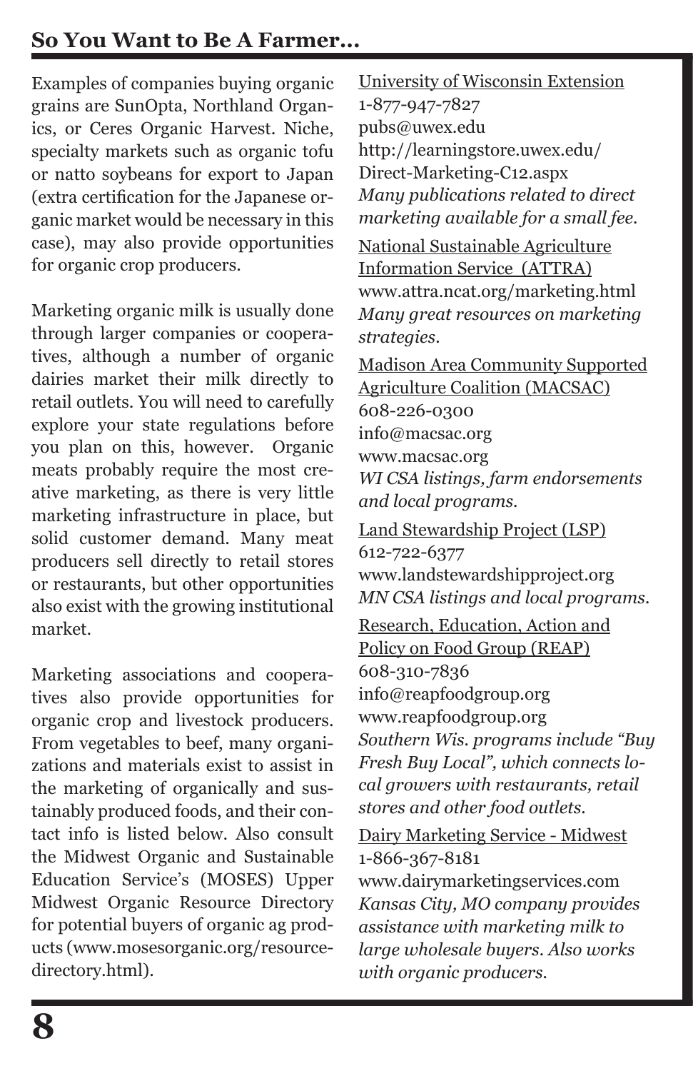Examples of companies buying organic grains are SunOpta, Northland Organics, or Ceres Organic Harvest. Niche, specialty markets such as organic tofu or natto soybeans for export to Japan (extra certification for the Japanese organic market would be necessary in this case), may also provide opportunities for organic crop producers.

Marketing organic milk is usually done through larger companies or cooperatives, although a number of organic dairies market their milk directly to retail outlets. You will need to carefully explore your state regulations before you plan on this, however. Organic meats probably require the most creative marketing, as there is very little marketing infrastructure in place, but solid customer demand. Many meat producers sell directly to retail stores or restaurants, but other opportunities also exist with the growing institutional market.

Marketing associations and cooperatives also provide opportunities for organic crop and livestock producers. From vegetables to beef, many organizations and materials exist to assist in the marketing of organically and sustainably produced foods, and their contact info is listed below. Also consult the Midwest Organic and Sustainable Education Service's (MOSES) Upper Midwest Organic Resource Directory for potential buyers of organic ag products (www.mosesorganic.org/resource-directory.html).

University of Wisconsin Extension
1-877-947-7827
pubs@uwex.edu
http://learningstore.uwex.edu/Direct-Marketing-C12.aspx
*Many publications related to direct marketing available for a small fee.*

National Sustainable Agriculture Information Service (ATTRA)
www.attra.ncat.org/marketing.html
*Many great resources on marketing strategies.*

Madison Area Community Supported Agriculture Coalition (MACSAC)
608-226-0300
info@macsac.org
www.macsac.org
*WI CSA listings, farm endorsements and local programs.*

Land Stewardship Project (LSP)
612-722-6377
www.landstewardshipproject.org
*MN CSA listings and local programs.*

Research, Education, Action and Policy on Food Group (REAP)
608-310-7836
info@reapfoodgroup.org
www.reapfoodgroup.org
*Southern Wis. programs include "Buy Fresh Buy Local", which connects local growers with restaurants, retail stores and other food outlets.*

Dairy Marketing Service - Midwest
1-866-367-8181
www.dairymarketingservices.com
*Kansas City, MO company provides assistance with marketing milk to large wholesale buyers. Also works with organic producers.*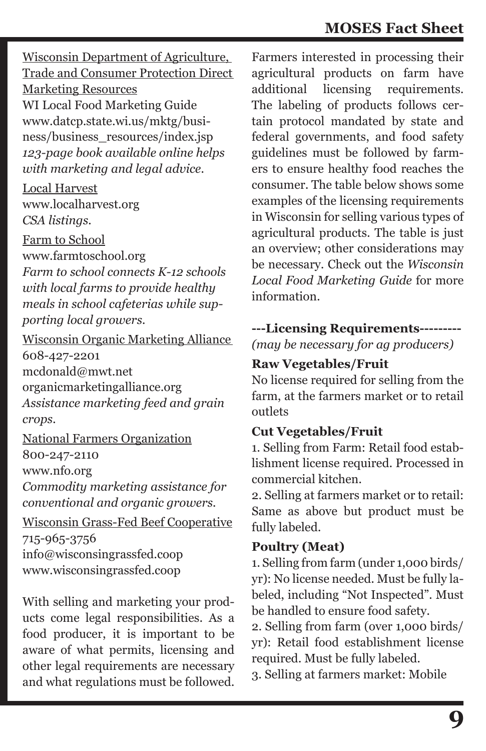Wisconsin Department of Agriculture, Trade and Consumer Protection Direct Marketing Resources
WI Local Food Marketing Guide
www.datcp.state.wi.us/mktg/business/business_resources/index.jsp
*123-page book available online helps with marketing and legal advice.*

Local Harvest
www.localharvest.org
*CSA listings.*

Farm to School
www.farmtoschool.org
*Farm to school connects K-12 schools with local farms to provide healthy meals in school cafeterias while supporting local growers.*

Wisconsin Organic Marketing Alliance
608-427-2201
mcdonald@mwt.net
organicmarketingalliance.org
*Assistance marketing feed and grain crops.*

National Farmers Organization
800-247-2110
www.nfo.org
*Commodity marketing assistance for conventional and organic growers.*

Wisconsin Grass-Fed Beef Cooperative
715-965-3756
info@wisconsingrassfed.coop
www.wisconsingrassfed.coop

With selling and marketing your products come legal responsibilities. As a food producer, it is important to be aware of what permits, licensing and other legal requirements are necessary and what regulations must be followed. Farmers interested in processing their agricultural products on farm have additional licensing requirements. The labeling of products follows certain protocol mandated by state and federal governments, and food safety guidelines must be followed by farmers to ensure healthy food reaches the consumer. The table below shows some examples of the licensing requirements in Wisconsin for selling various types of agricultural products. The table is just an overview; other considerations may be necessary. Check out the *Wisconsin Local Food Marketing Guide* for more information.

**---Licensing Requirements---------**
*(may be necessary for ag producers)*

**Raw Vegetables/Fruit**
No license required for selling from the farm, at the farmers market or to retail outlets

**Cut Vegetables/Fruit**
1. Selling from Farm: Retail food establishment license required. Processed in commercial kitchen.
2. Selling at farmers market or to retail: Same as above but product must be fully labeled.

**Poultry (Meat)**
1. Selling from farm (under 1,000 birds/yr): No license needed. Must be fully labeled, including "Not Inspected". Must be handled to ensure food safety.
2. Selling from farm (over 1,000 birds/yr): Retail food establishment license required. Must be fully labeled.
3. Selling at farmers market: Mobile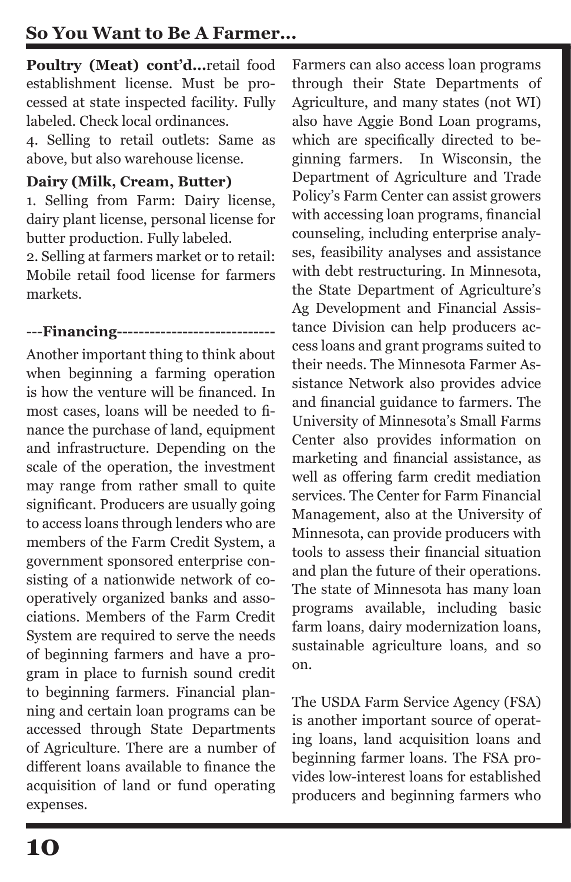**Poultry (Meat) cont'd...**retail food establishment license. Must be processed at state inspected facility. Fully labeled. Check local ordinances.

4. Selling to retail outlets: Same as above, but also warehouse license.

**Dairy (Milk, Cream, Butter)**

1. Selling from Farm: Dairy license, dairy plant license, personal license for butter production. Fully labeled.
2. Selling at farmers market or to retail: Mobile retail food license for farmers markets.

## ---Financing----------------------------

Another important thing to think about when beginning a farming operation is how the venture will be financed. In most cases, loans will be needed to finance the purchase of land, equipment and infrastructure. Depending on the scale of the operation, the investment may range from rather small to quite significant. Producers are usually going to access loans through lenders who are members of the Farm Credit System, a government sponsored enterprise consisting of a nationwide network of cooperatively organized banks and associations. Members of the Farm Credit System are required to serve the needs of beginning farmers and have a program in place to furnish sound credit to beginning farmers. Financial planning and certain loan programs can be accessed through State Departments of Agriculture. There are a number of different loans available to finance the acquisition of land or fund operating expenses.

Farmers can also access loan programs through their State Departments of Agriculture, and many states (not WI) also have Aggie Bond Loan programs, which are specifically directed to beginning farmers. In Wisconsin, the Department of Agriculture and Trade Policy's Farm Center can assist growers with accessing loan programs, financial counseling, including enterprise analyses, feasibility analyses and assistance with debt restructuring. In Minnesota, the State Department of Agriculture's Ag Development and Financial Assistance Division can help producers access loans and grant programs suited to their needs. The Minnesota Farmer Assistance Network also provides advice and financial guidance to farmers. The University of Minnesota's Small Farms Center also provides information on marketing and financial assistance, as well as offering farm credit mediation services. The Center for Farm Financial Management, also at the University of Minnesota, can provide producers with tools to assess their financial situation and plan the future of their operations. The state of Minnesota has many loan programs available, including basic farm loans, dairy modernization loans, sustainable agriculture loans, and so on.

The USDA Farm Service Agency (FSA) is another important source of operating loans, land acquisition loans and beginning farmer loans. The FSA provides low-interest loans for established producers and beginning farmers who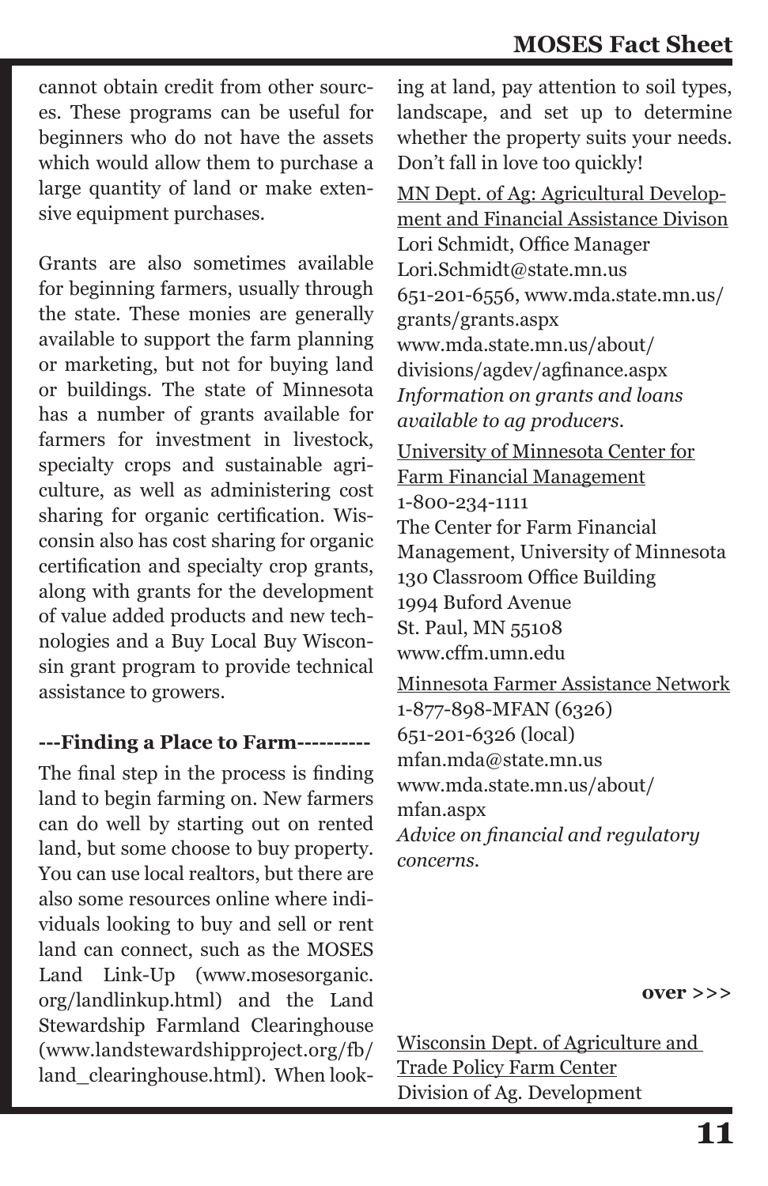cannot obtain credit from other sources. These programs can be useful for beginners who do not have the assets which would allow them to purchase a large quantity of land or make extensive equipment purchases.

Grants are also sometimes available for beginning farmers, usually through the state. These monies are generally available to support the farm planning or marketing, but not for buying land or buildings. The state of Minnesota has a number of grants available for farmers for investment in livestock, specialty crops and sustainable agriculture, as well as administering cost sharing for organic certification. Wisconsin also has cost sharing for organic certification and specialty crop grants, along with grants for the development of value added products and new technologies and a Buy Local Buy Wisconsin grant program to provide technical assistance to growers.

**---Finding a Place to Farm----------**

The final step in the process is finding land to begin farming on. New farmers can do well by starting out on rented land, but some choose to buy property. You can use local realtors, but there are also some resources online where individuals looking to buy and sell or rent land can connect, such as the MOSES Land Link-Up (www.mosesorganic.org/landlinkup.html) and the Land Stewardship Farmland Clearinghouse (www.landstewardshipproject.org/fb/land_clearinghouse.html). When looking at land, pay attention to soil types, landscape, and set up to determine whether the property suits your needs. Don't fall in love too quickly!

MN Dept. of Ag: Agricultural Development and Financial Assistance Divison
Lori Schmidt, Office Manager
Lori.Schmidt@state.mn.us
651-201-6556, www.mda.state.mn.us/grants/grants.aspx
www.mda.state.mn.us/about/divisions/agdev/agfinance.aspx
*Information on grants and loans available to ag producers.*

University of Minnesota Center for Farm Financial Management
1-800-234-1111
The Center for Farm Financial Management, University of Minnesota
130 Classroom Office Building
1994 Buford Avenue
St. Paul, MN 55108
www.cffm.umn.edu

Minnesota Farmer Assistance Network
1-877-898-MFAN (6326)
651-201-6326 (local)
mfan.mda@state.mn.us
www.mda.state.mn.us/about/mfan.aspx
*Advice on financial and regulatory concerns.*

**over >>>**

Wisconsin Dept. of Agriculture and Trade Policy Farm Center
Division of Ag. Development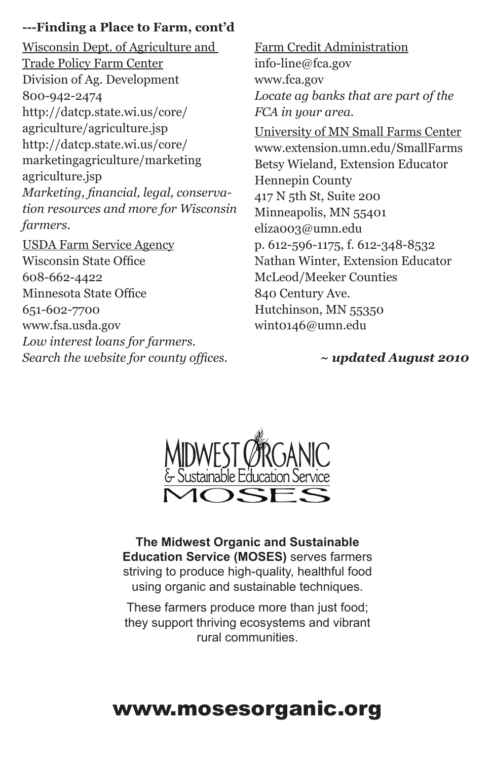**---Finding a Place to Farm, cont'd**

Wisconsin Dept. of Agriculture and Trade Policy Farm Center
Division of Ag. Development
800-942-2474
http://datcp.state.wi.us/core/agriculture/agriculture.jsp
http://datcp.state.wi.us/core/marketingagriculture/marketing agriculture.jsp
*Marketing, financial, legal, conservation resources and more for Wisconsin farmers.*

USDA Farm Service Agency
Wisconsin State Office
608-662-4422
Minnesota State Office
651-602-7700
www.fsa.usda.gov
*Low interest loans for farmers. Search the website for county offices.*

Farm Credit Administration
info-line@fca.gov
www.fca.gov
*Locate ag banks that are part of the FCA in your area.*

University of MN Small Farms Center
www.extension.umn.edu/SmallFarms
Betsy Wieland, Extension Educator
Hennepin County
417 N 5th St, Suite 200
Minneapolis, MN 55401
eliza003@umn.edu
p. 612-596-1175, f. 612-348-8532
Nathan Winter, Extension Educator
McLeod/Meeker Counties
840 Century Ave.
Hutchinson, MN 55350
wint0146@umn.edu

***~ updated August 2010***

MIDWEST ORGANIC
& Sustainable Education Service
MOSES

**The Midwest Organic and Sustainable Education Service (MOSES)** serves farmers striving to produce high-quality, healthful food using organic and sustainable techniques.

These farmers produce more than just food; they support thriving ecosystems and vibrant rural communities.

**www.mosesorganic.org**